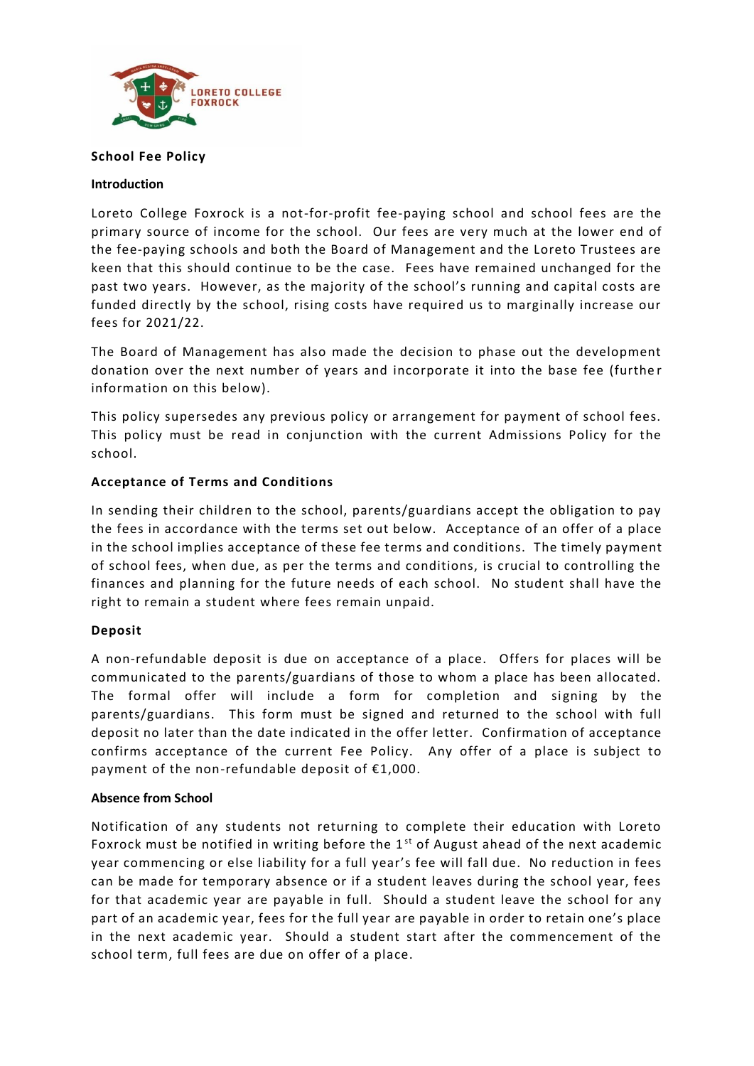# School Fee Policy

## Introduction

Loreto College Foxrock is a not-for-profit fee-paying school and school fees are the primary source of income for the school. Our fees are very much at the lower end of the fee-paying schools and both the Board of Management and the Loreto Trustees are keen that this should continue to be the case. Fees have remained unchanged for the past two years. However, as the majority of the school's running and capital costs are funded directly by the school, rising costs have required us to marginally increase our fees for 2021/22.

The Board of Management has also made the decision to phase out the development donation over the next number of years and incorporate it into the base fee (further information on this below).

This policy supersedes any previous policy or arrangement for payment of school fees. This policy must be read in conjunction with the current Admissions Policy for the school.

## Acceptance of Terms and Conditions

In sending their children to the school, parents/guardians accept the obligation to pay the fees in accordance with the terms set out below. Acceptance of an offer of a place in the school implies acceptance of these fee terms and conditions. The timely payment of school fees, when due, as per the terms and conditions, is crucial to controlling the finances and planning for the future needs of each school. No student shall have the right to remain a student where fees remain unpaid.

## Deposit

A non-refundable deposit is due on acceptance of a place. Offers for places will be communicated to the parents/guardians of those to whom a place has been allocated. The formal offer will include a form for completion and signing by the parents/guardians. This form must be signed and returned to the school with full deposit no later than the date indicated in the offer letter. Confirmation of acceptance confirms acceptance of the current Fee Policy. Any offer of a place is subject to payment of the non-refundable deposit of €1,000.

## Absence from School

Notification of any students not returning to complete their education with Loreto Foxrock must be notified in writing before the 1st of August ahead of the next academic year commencing or else liability for a full year's fee will fall due. No reduction in fees can be made for temporary absence or if a student leaves during the school year, fees for that academic year are payable in full. Should a student leave the school for any part of an academic year, fees for the full year are payable in order to retain one's place in the next academic year. Should a student start after the commencement of the school term, full fees are due on offer of a place.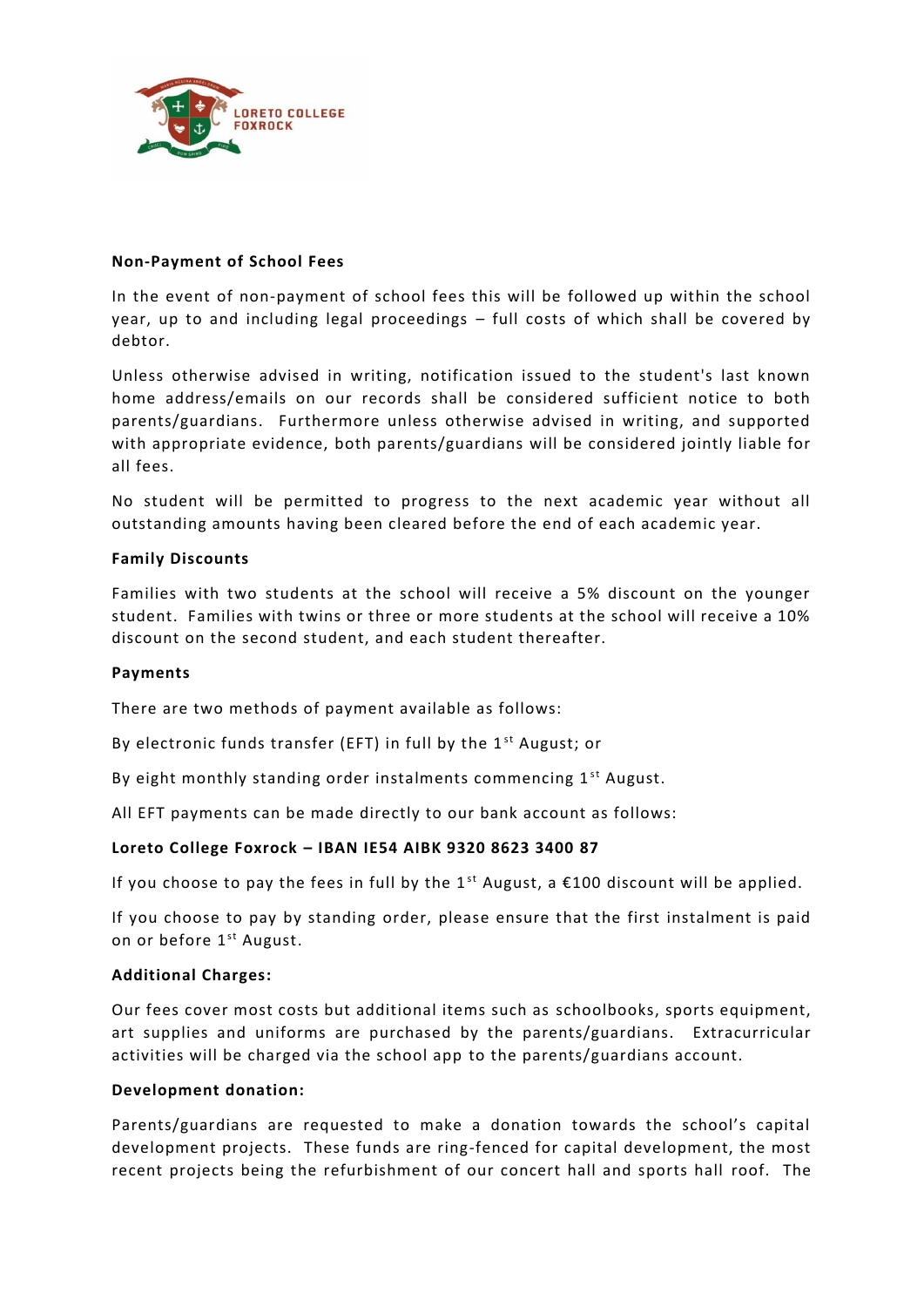**Non-Payment of School Fees**

In the event of non-payment of school fees this will be followed up within the school year, up to and including legal proceedings – full costs of which shall be covered by debtor.

Unless otherwise advised in writing, notification issued to the student's last known home address/emails on our records shall be considered sufficient notice to both parents/guardians. Furthermore unless otherwise advised in writing, and supported with appropriate evidence, both parents/guardians will be considered jointly liable for all fees.

No student will be permitted to progress to the next academic year without all outstanding amounts having been cleared before the end of each academic year.

**Family Discounts**

Families with two students at the school will receive a 5% discount on the younger student. Families with twins or three or more students at the school will receive a 10% discount on the second student, and each student thereafter.

**Payments**

There are two methods of payment available as follows:

By electronic funds transfer (EFT) in full by the 1st August; or

By eight monthly standing order instalments commencing 1st August.

All EFT payments can be made directly to our bank account as follows:

**Loreto College Foxrock – IBAN IE54 AIBK 9320 8623 3400 87**

If you choose to pay the fees in full by the 1st August, a €100 discount will be applied.

If you choose to pay by standing order, please ensure that the first instalment is paid on or before 1st August.

**Additional Charges:**

Our fees cover most costs but additional items such as schoolbooks, sports equipment, art supplies and uniforms are purchased by the parents/guardians. Extracurricular activities will be charged via the school app to the parents/guardians account.

**Development donation:**

Parents/guardians are requested to make a donation towards the school's capital development projects. These funds are ring-fenced for capital development, the most recent projects being the refurbishment of our concert hall and sports hall roof. The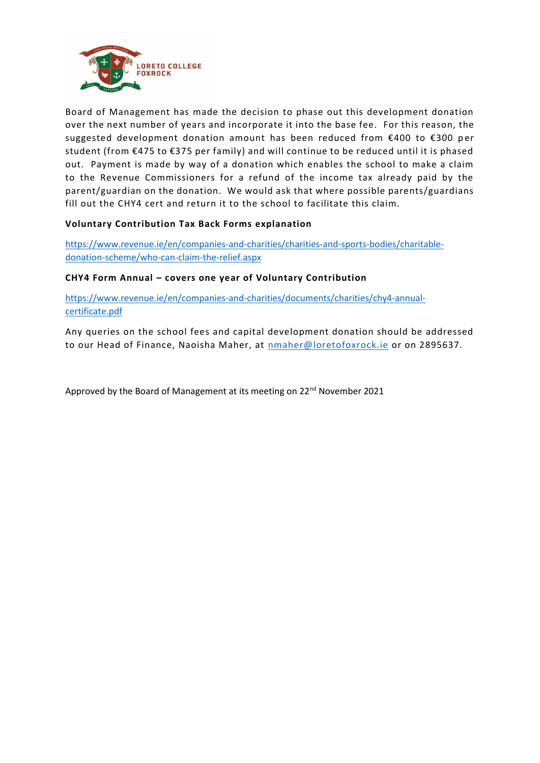Board of Management has made the decision to phase out this development donation over the next number of years and incorporate it into the base fee. For this reason, the suggested development donation amount has been reduced from €400 to €300 per student (from €475 to €375 per family) and will continue to be reduced until it is phased out. Payment is made by way of a donation which enables the school to make a claim to the Revenue Commissioners for a refund of the income tax already paid by the parent/guardian on the donation. We would ask that where possible parents/guardians fill out the CHY4 cert and return it to the school to facilitate this claim.

**Voluntary Contribution Tax Back Forms explanation**

https://www.revenue.ie/en/companies-and-charities/charities-and-sports-bodies/charitable-donation-scheme/who-can-claim-the-relief.aspx

**CHY4 Form Annual – covers one year of Voluntary Contribution**

https://www.revenue.ie/en/companies-and-charities/documents/charities/chy4-annual-certificate.pdf

Any queries on the school fees and capital development donation should be addressed to our Head of Finance, Naoisha Maher, at nmaher@loretofoxrock.ie or on 2895637.

Approved by the Board of Management at its meeting on 22nd November 2021